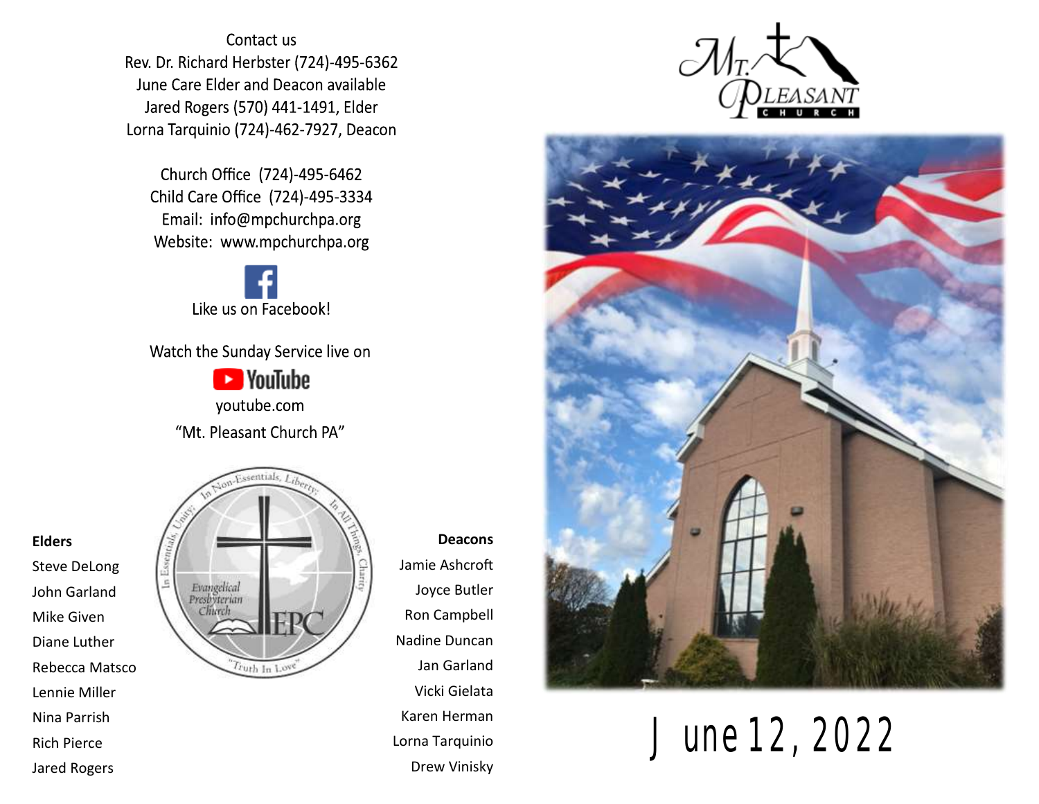Contact us
Rev. Dr. Richard Herbster (724)-495-6362
June Care Elder and Deacon available
Jared Rogers (570) 441-1491, Elder
Lorna Tarquinio (724)-462-7927, Deacon

Church Office (724)-495-6462
Child Care Office (724)-495-3334
Email: info@mpchurchpa.org
Website: www.mpchurchpa.org

Like us on Facebook!

Watch the Sunday Service live on
YouTube
youtube.com
"Mt. Pleasant Church PA"

**Elders**

Steve DeLong
John Garland
Mike Given
Diane Luther
Rebecca Matsco
Lennie Miller
Nina Parrish
Rich Pierce
Jared Rogers

In Essentials, Unity; In Non-Essentials, Liberty; In All Things, Charity

Evangelical Presbyterian Church EPC

"Truth In Love"

**Deacons**

Jamie Ashcroft
Joyce Butler
Ron Campbell
Nadine Duncan
Jan Garland
Vicki Gielata
Karen Herman
Lorna Tarquinio
Drew Vinisky

Mt. Pleasant Church

# June 12, 2022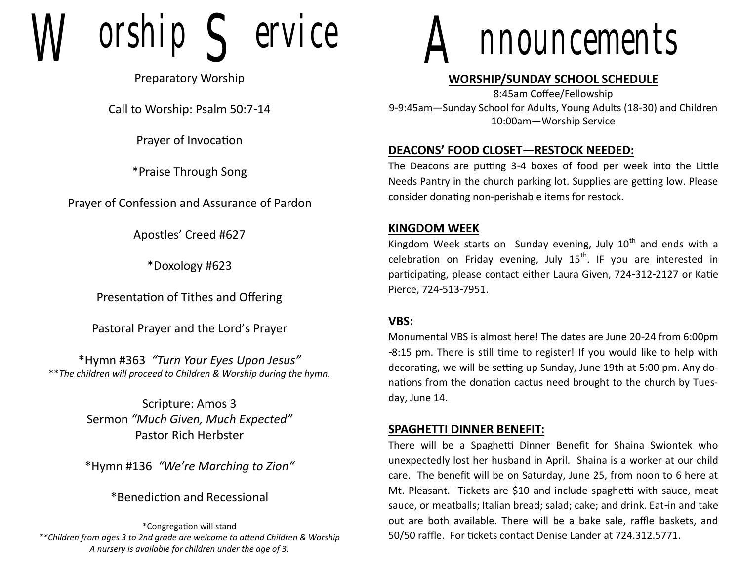# Worship Service

Preparatory Worship

Call to Worship: Psalm 50:7-14

Prayer of Invocation

*Praise Through Song

Prayer of Confession and Assurance of Pardon

Apostles' Creed #627

*Doxology #623

Presentation of Tithes and Offering

Pastoral Prayer and the Lord's Prayer

*Hymn #363 *"Turn Your Eyes Upon Jesus"*
***The children will proceed to Children & Worship during the hymn.*

Scripture: Amos 3
Sermon *"Much Given, Much Expected"*
Pastor Rich Herbster

*Hymn #136 *"We're Marching to Zion"*

*Benediction and Recessional

*Congregation will stand
***Children from ages 3 to 2nd grade are welcome to attend Children & Worship*
*A nursery is available for children under the age of 3.*

# Announcements

## WORSHIP/SUNDAY SCHOOL SCHEDULE

8:45am Coffee/Fellowship
9-9:45am—Sunday School for Adults, Young Adults (18-30) and Children
10:00am—Worship Service

## DEACONS' FOOD CLOSET—RESTOCK NEEDED:

The Deacons are putting 3-4 boxes of food per week into the Little Needs Pantry in the church parking lot. Supplies are getting low. Please consider donating non-perishable items for restock.

## KINGDOM WEEK

Kingdom Week starts on Sunday evening, July 10th and ends with a celebration on Friday evening, July 15th. IF you are interested in participating, please contact either Laura Given, 724-312-2127 or Katie Pierce, 724-513-7951.

## VBS:

Monumental VBS is almost here! The dates are June 20-24 from 6:00pm -8:15 pm. There is still time to register! If you would like to help with decorating, we will be setting up Sunday, June 19th at 5:00 pm. Any donations from the donation cactus need brought to the church by Tuesday, June 14.

## SPAGHETTI DINNER BENEFIT:

There will be a Spaghetti Dinner Benefit for Shaina Swiontek who unexpectedly lost her husband in April. Shaina is a worker at our child care. The benefit will be on Saturday, June 25, from noon to 6 here at Mt. Pleasant. Tickets are $10 and include spaghetti with sauce, meat sauce, or meatballs; Italian bread; salad; cake; and drink. Eat-in and take out are both available. There will be a bake sale, raffle baskets, and 50/50 raffle. For tickets contact Denise Lander at 724.312.5771.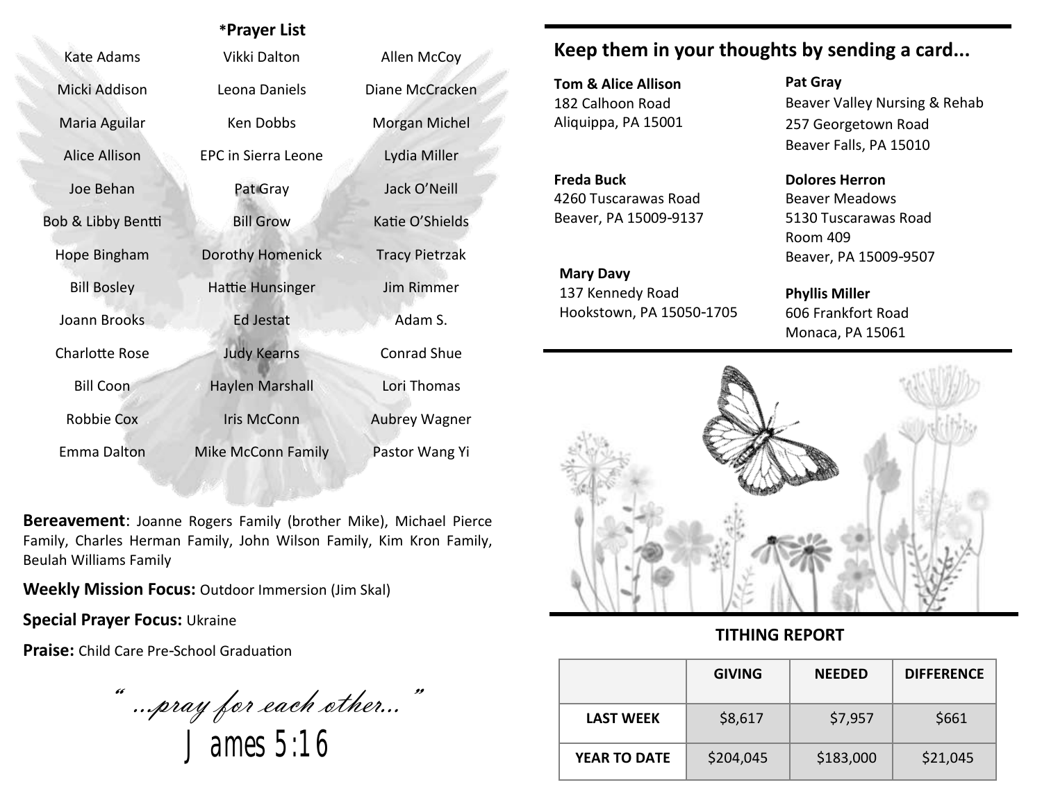## *Prayer List

Kate Adams
Micki Addison
Maria Aguilar
Alice Allison
Joe Behan
Bob & Libby Bentti
Hope Bingham
Bill Bosley
Joann Brooks
Charlotte Rose
Bill Coon
Robbie Cox
Emma Dalton
Vikki Dalton
Leona Daniels
Ken Dobbs
EPC in Sierra Leone
Pat Gray
Bill Grow
Dorothy Homenick
Hattie Hunsinger
Ed Jestat
Judy Kearns
Haylen Marshall
Iris McConn
Mike McConn Family
Allen McCoy
Diane McCracken
Morgan Michel
Lydia Miller
Jack O'Neill
Katie O'Shields
Tracy Pietrzak
Jim Rimmer
Adam S.
Conrad Shue
Lori Thomas
Aubrey Wagner
Pastor Wang Yi

**Bereavement**: Joanne Rogers Family (brother Mike), Michael Pierce Family, Charles Herman Family, John Wilson Family, Kim Kron Family, Beulah Williams Family

**Weekly Mission Focus:** Outdoor Immersion (Jim Skal)

**Special Prayer Focus:** Ukraine

**Praise:** Child Care Pre-School Graduation

*" ...pray for each other... "*
James 5:16

## Keep them in your thoughts by sending a card...

**Tom & Alice Allison**
182 Calhoon Road
Aliquippa, PA 15001

**Freda Buck**
4260 Tuscarawas Road
Beaver, PA 15009-9137

**Mary Davy**
137 Kennedy Road
Hookstown, PA 15050-1705

**Pat Gray**
Beaver Valley Nursing & Rehab
257 Georgetown Road
Beaver Falls, PA 15010

**Dolores Herron**
Beaver Meadows
5130 Tuscarawas Road
Room 409
Beaver, PA 15009-9507

**Phyllis Miller**
606 Frankfort Road
Monaca, PA 15061

### TITHING REPORT

| | GIVING | NEEDED | DIFFERENCE |
|---|---|---|---|
| **LAST WEEK** | $8,617 | $7,957 | $661 |
| **YEAR TO DATE** | $204,045 | $183,000 | $21,045 |